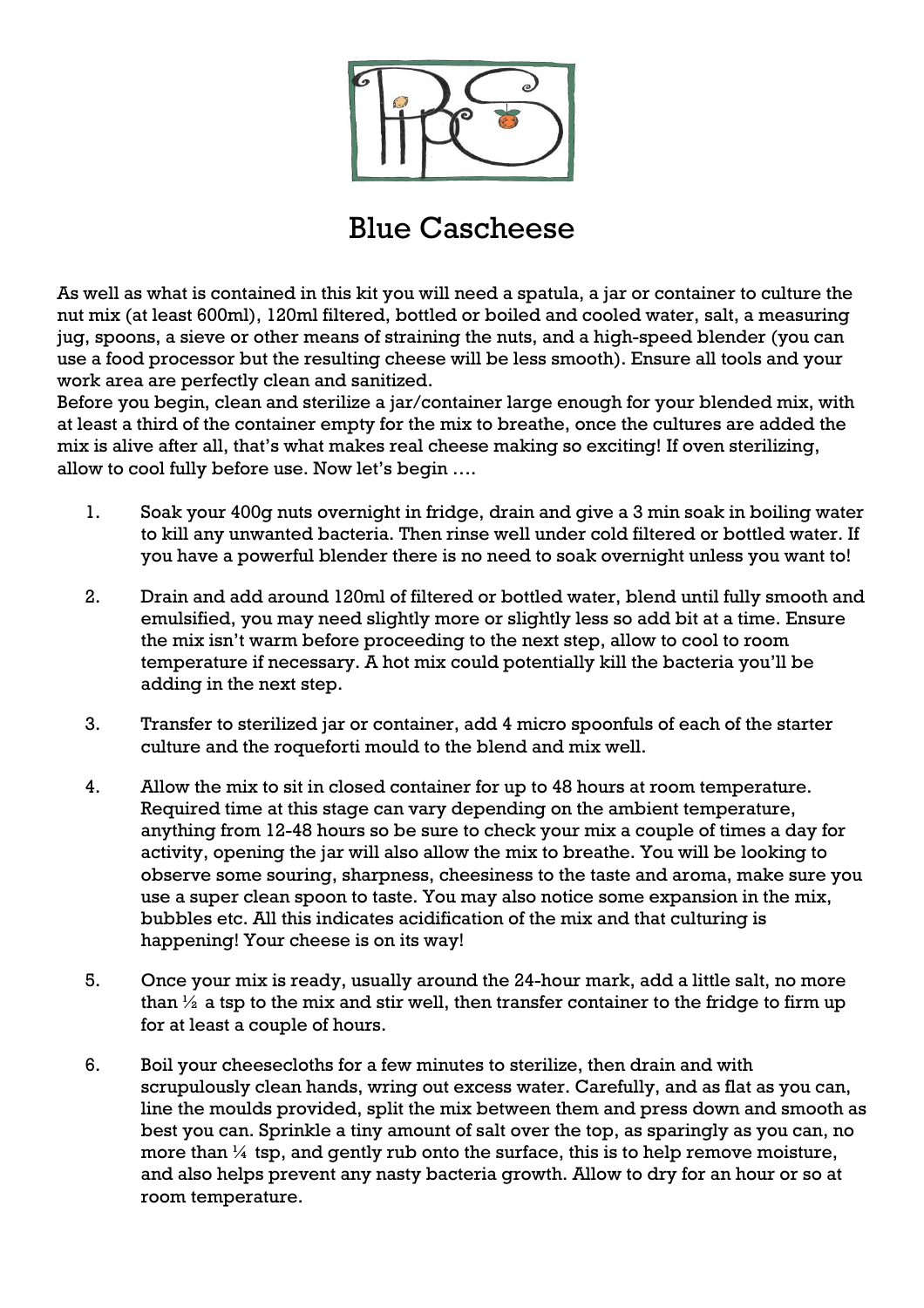# Blue Cascheese

As well as what is contained in this kit you will need a spatula, a jar or container to culture the nut mix (at least 600ml), 120ml filtered, bottled or boiled and cooled water, salt, a measuring jug, spoons, a sieve or other means of straining the nuts, and a high-speed blender (you can use a food processor but the resulting cheese will be less smooth). Ensure all tools and your work area are perfectly clean and sanitized.
Before you begin, clean and sterilize a jar/container large enough for your blended mix, with at least a third of the container empty for the mix to breathe, once the cultures are added the mix is alive after all, that's what makes real cheese making so exciting! If oven sterilizing, allow to cool fully before use. Now let's begin ….

1. Soak your 400g nuts overnight in fridge, drain and give a 3 min soak in boiling water to kill any unwanted bacteria. Then rinse well under cold filtered or bottled water. If you have a powerful blender there is no need to soak overnight unless you want to!

2. Drain and add around 120ml of filtered or bottled water, blend until fully smooth and emulsified, you may need slightly more or slightly less so add bit at a time. Ensure the mix isn't warm before proceeding to the next step, allow to cool to room temperature if necessary. A hot mix could potentially kill the bacteria you'll be adding in the next step.

3. Transfer to sterilized jar or container, add 4 micro spoonfuls of each of the starter culture and the roqueforti mould to the blend and mix well.

4. Allow the mix to sit in closed container for up to 48 hours at room temperature. Required time at this stage can vary depending on the ambient temperature, anything from 12-48 hours so be sure to check your mix a couple of times a day for activity, opening the jar will also allow the mix to breathe. You will be looking to observe some souring, sharpness, cheesiness to the taste and aroma, make sure you use a super clean spoon to taste. You may also notice some expansion in the mix, bubbles etc. All this indicates acidification of the mix and that culturing is happening! Your cheese is on its way!

5. Once your mix is ready, usually around the 24-hour mark, add a little salt, no more than ½ a tsp to the mix and stir well, then transfer container to the fridge to firm up for at least a couple of hours.

6. Boil your cheesecloths for a few minutes to sterilize, then drain and with scrupulously clean hands, wring out excess water. Carefully, and as flat as you can, line the moulds provided, split the mix between them and press down and smooth as best you can. Sprinkle a tiny amount of salt over the top, as sparingly as you can, no more than ¼ tsp, and gently rub onto the surface, this is to help remove moisture, and also helps prevent any nasty bacteria growth. Allow to dry for an hour or so at room temperature.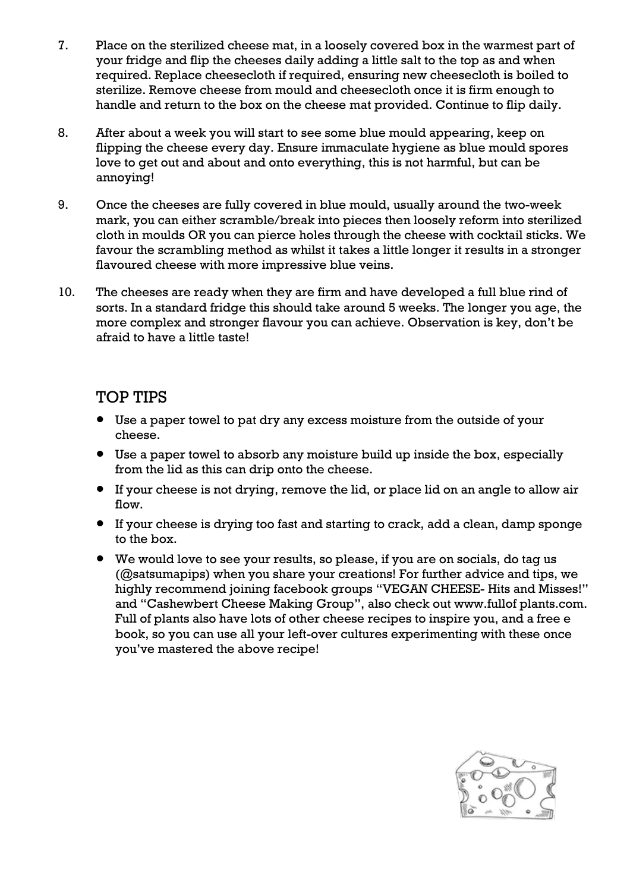7. Place on the sterilized cheese mat, in a loosely covered box in the warmest part of your fridge and flip the cheeses daily adding a little salt to the top as and when required. Replace cheesecloth if required, ensuring new cheesecloth is boiled to sterilize. Remove cheese from mould and cheesecloth once it is firm enough to handle and return to the box on the cheese mat provided. Continue to flip daily.

8. After about a week you will start to see some blue mould appearing, keep on flipping the cheese every day. Ensure immaculate hygiene as blue mould spores love to get out and about and onto everything, this is not harmful, but can be annoying!

9. Once the cheeses are fully covered in blue mould, usually around the two-week mark, you can either scramble/break into pieces then loosely reform into sterilized cloth in moulds OR you can pierce holes through the cheese with cocktail sticks. We favour the scrambling method as whilst it takes a little longer it results in a stronger flavoured cheese with more impressive blue veins.

10. The cheeses are ready when they are firm and have developed a full blue rind of sorts. In a standard fridge this should take around 5 weeks. The longer you age, the more complex and stronger flavour you can achieve. Observation is key, don't be afraid to have a little taste!

## TOP TIPS

- Use a paper towel to pat dry any excess moisture from the outside of your cheese.
- Use a paper towel to absorb any moisture build up inside the box, especially from the lid as this can drip onto the cheese.
- If your cheese is not drying, remove the lid, or place lid on an angle to allow air flow.
- If your cheese is drying too fast and starting to crack, add a clean, damp sponge to the box.
- We would love to see your results, so please, if you are on socials, do tag us (@satsumapips) when you share your creations! For further advice and tips, we highly recommend joining facebook groups "VEGAN CHEESE- Hits and Misses!" and "Cashewbert Cheese Making Group", also check out www.fullof plants.com. Full of plants also have lots of other cheese recipes to inspire you, and a free e book, so you can use all your left-over cultures experimenting with these once you've mastered the above recipe!